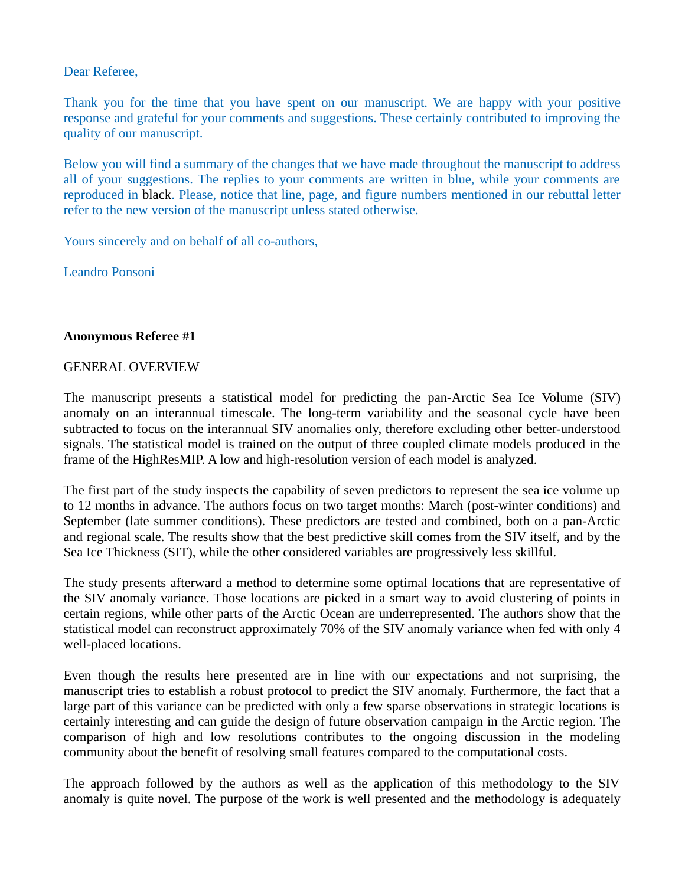Dear Referee,

Thank you for the time that you have spent on our manuscript. We are happy with your positive response and grateful for your comments and suggestions. These certainly contributed to improving the quality of our manuscript.

Below you will find a summary of the changes that we have made throughout the manuscript to address all of your suggestions. The replies to your comments are written in blue, while your comments are reproduced in black. Please, notice that line, page, and figure numbers mentioned in our rebuttal letter refer to the new version of the manuscript unless stated otherwise.

Yours sincerely and on behalf of all co-authors,

Leandro Ponsoni

---

**Anonymous Referee #1**

GENERAL OVERVIEW

The manuscript presents a statistical model for predicting the pan-Arctic Sea Ice Volume (SIV) anomaly on an interannual timescale. The long-term variability and the seasonal cycle have been subtracted to focus on the interannual SIV anomalies only, therefore excluding other better-understood signals. The statistical model is trained on the output of three coupled climate models produced in the frame of the HighResMIP. A low and high-resolution version of each model is analyzed.

The first part of the study inspects the capability of seven predictors to represent the sea ice volume up to 12 months in advance. The authors focus on two target months: March (post-winter conditions) and September (late summer conditions). These predictors are tested and combined, both on a pan-Arctic and regional scale. The results show that the best predictive skill comes from the SIV itself, and by the Sea Ice Thickness (SIT), while the other considered variables are progressively less skillful.

The study presents afterward a method to determine some optimal locations that are representative of the SIV anomaly variance. Those locations are picked in a smart way to avoid clustering of points in certain regions, while other parts of the Arctic Ocean are underrepresented. The authors show that the statistical model can reconstruct approximately 70% of the SIV anomaly variance when fed with only 4 well-placed locations.

Even though the results here presented are in line with our expectations and not surprising, the manuscript tries to establish a robust protocol to predict the SIV anomaly. Furthermore, the fact that a large part of this variance can be predicted with only a few sparse observations in strategic locations is certainly interesting and can guide the design of future observation campaign in the Arctic region. The comparison of high and low resolutions contributes to the ongoing discussion in the modeling community about the benefit of resolving small features compared to the computational costs.

The approach followed by the authors as well as the application of this methodology to the SIV anomaly is quite novel. The purpose of the work is well presented and the methodology is adequately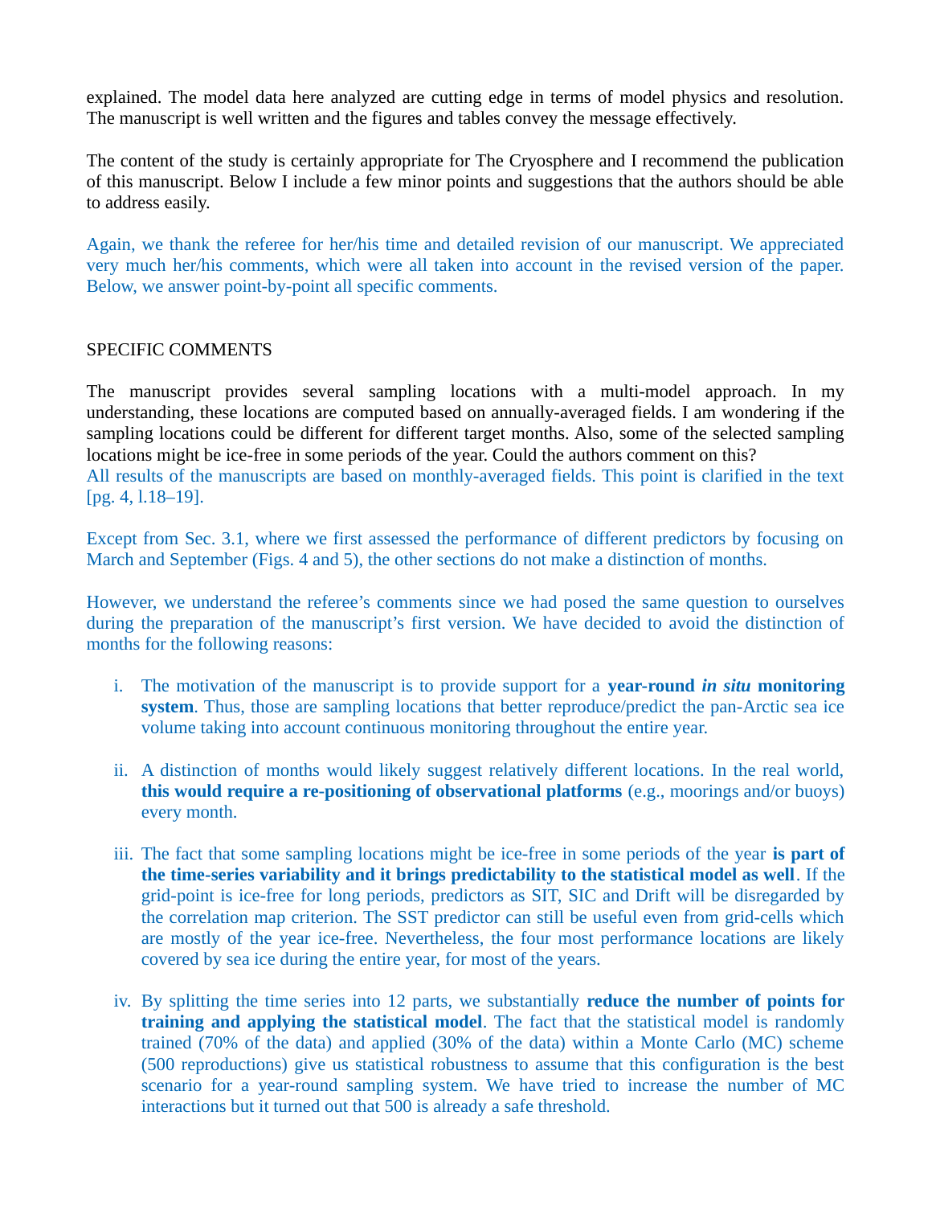explained. The model data here analyzed are cutting edge in terms of model physics and resolution. The manuscript is well written and the figures and tables convey the message effectively.

The content of the study is certainly appropriate for The Cryosphere and I recommend the publication of this manuscript. Below I include a few minor points and suggestions that the authors should be able to address easily.

Again, we thank the referee for her/his time and detailed revision of our manuscript. We appreciated very much her/his comments, which were all taken into account in the revised version of the paper. Below, we answer point-by-point all specific comments.

## SPECIFIC COMMENTS

The manuscript provides several sampling locations with a multi-model approach. In my understanding, these locations are computed based on annually-averaged fields. I am wondering if the sampling locations could be different for different target months. Also, some of the selected sampling locations might be ice-free in some periods of the year. Could the authors comment on this?
All results of the manuscripts are based on monthly-averaged fields. This point is clarified in the text [pg. 4, l.18–19].

Except from Sec. 3.1, where we first assessed the performance of different predictors by focusing on March and September (Figs. 4 and 5), the other sections do not make a distinction of months.

However, we understand the referee's comments since we had posed the same question to ourselves during the preparation of the manuscript's first version. We have decided to avoid the distinction of months for the following reasons:

i. The motivation of the manuscript is to provide support for a **year-round *in situ* monitoring system**. Thus, those are sampling locations that better reproduce/predict the pan-Arctic sea ice volume taking into account continuous monitoring throughout the entire year.

ii. A distinction of months would likely suggest relatively different locations. In the real world, **this would require a re-positioning of observational platforms** (e.g., moorings and/or buoys) every month.

iii. The fact that some sampling locations might be ice-free in some periods of the year **is part of the time-series variability and it brings predictability to the statistical model as well**. If the grid-point is ice-free for long periods, predictors as SIT, SIC and Drift will be disregarded by the correlation map criterion. The SST predictor can still be useful even from grid-cells which are mostly of the year ice-free. Nevertheless, the four most performance locations are likely covered by sea ice during the entire year, for most of the years.

iv. By splitting the time series into 12 parts, we substantially **reduce the number of points for training and applying the statistical model**. The fact that the statistical model is randomly trained (70% of the data) and applied (30% of the data) within a Monte Carlo (MC) scheme (500 reproductions) give us statistical robustness to assume that this configuration is the best scenario for a year-round sampling system. We have tried to increase the number of MC interactions but it turned out that 500 is already a safe threshold.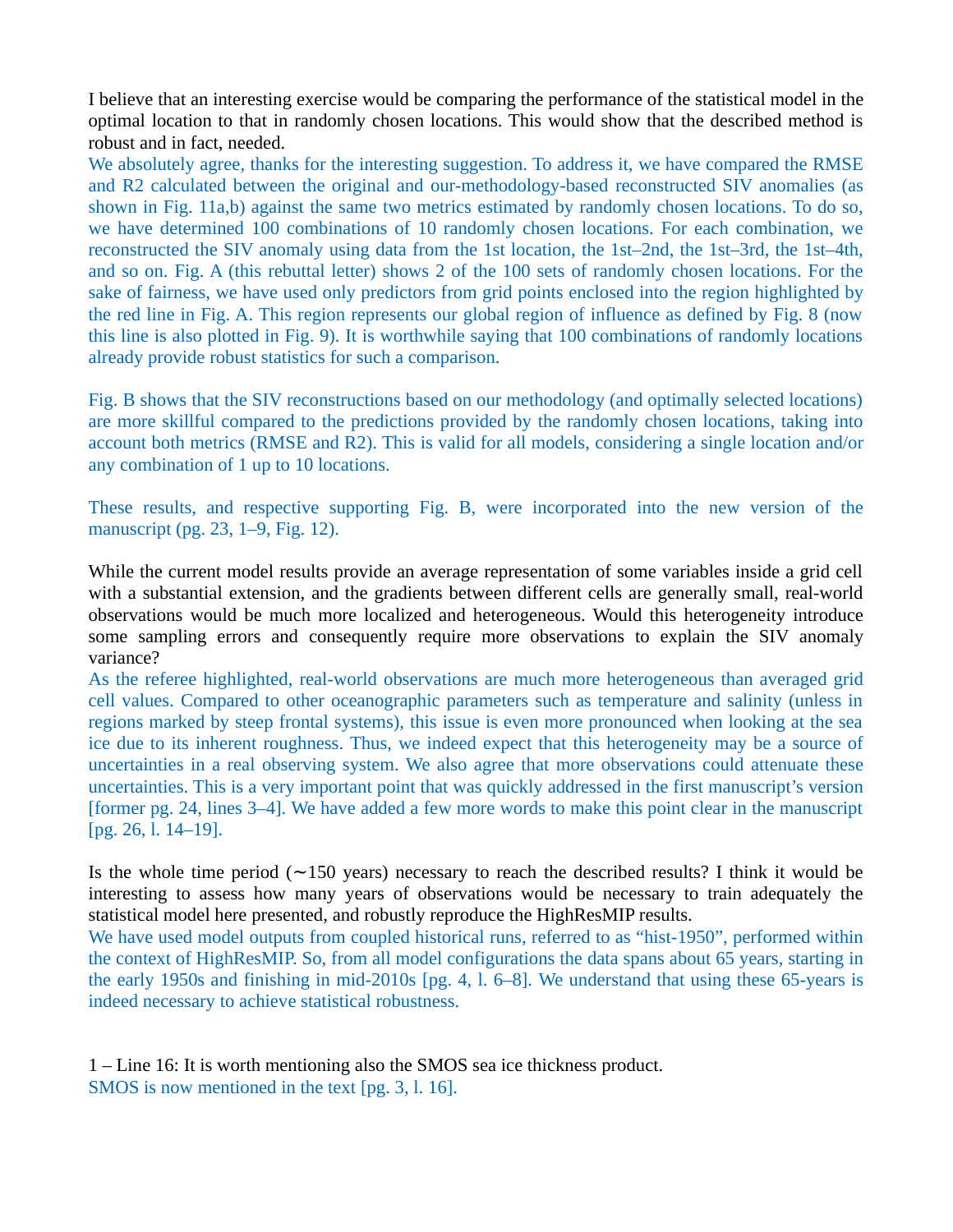I believe that an interesting exercise would be comparing the performance of the statistical model in the optimal location to that in randomly chosen locations. This would show that the described method is robust and in fact, needed.

We absolutely agree, thanks for the interesting suggestion. To address it, we have compared the RMSE and R2 calculated between the original and our-methodology-based reconstructed SIV anomalies (as shown in Fig. 11a,b) against the same two metrics estimated by randomly chosen locations. To do so, we have determined 100 combinations of 10 randomly chosen locations. For each combination, we reconstructed the SIV anomaly using data from the 1st location, the 1st–2nd, the 1st–3rd, the 1st–4th, and so on. Fig. A (this rebuttal letter) shows 2 of the 100 sets of randomly chosen locations. For the sake of fairness, we have used only predictors from grid points enclosed into the region highlighted by the red line in Fig. A. This region represents our global region of influence as defined by Fig. 8 (now this line is also plotted in Fig. 9). It is worthwhile saying that 100 combinations of randomly locations already provide robust statistics for such a comparison.

Fig. B shows that the SIV reconstructions based on our methodology (and optimally selected locations) are more skillful compared to the predictions provided by the randomly chosen locations, taking into account both metrics (RMSE and R2). This is valid for all models, considering a single location and/or any combination of 1 up to 10 locations.

These results, and respective supporting Fig. B, were incorporated into the new version of the manuscript (pg. 23, 1–9, Fig. 12).

While the current model results provide an average representation of some variables inside a grid cell with a substantial extension, and the gradients between different cells are generally small, real-world observations would be much more localized and heterogeneous. Would this heterogeneity introduce some sampling errors and consequently require more observations to explain the SIV anomaly variance?

As the referee highlighted, real-world observations are much more heterogeneous than averaged grid cell values. Compared to other oceanographic parameters such as temperature and salinity (unless in regions marked by steep frontal systems), this issue is even more pronounced when looking at the sea ice due to its inherent roughness. Thus, we indeed expect that this heterogeneity may be a source of uncertainties in a real observing system. We also agree that more observations could attenuate these uncertainties. This is a very important point that was quickly addressed in the first manuscript's version [former pg. 24, lines 3–4]. We have added a few more words to make this point clear in the manuscript [pg. 26, l. 14–19].

Is the whole time period (∼150 years) necessary to reach the described results? I think it would be interesting to assess how many years of observations would be necessary to train adequately the statistical model here presented, and robustly reproduce the HighResMIP results.

We have used model outputs from coupled historical runs, referred to as "hist-1950", performed within the context of HighResMIP. So, from all model configurations the data spans about 65 years, starting in the early 1950s and finishing in mid-2010s [pg. 4, l. 6–8]. We understand that using these 65-years is indeed necessary to achieve statistical robustness.

1 – Line 16: It is worth mentioning also the SMOS sea ice thickness product.

SMOS is now mentioned in the text [pg. 3, l. 16].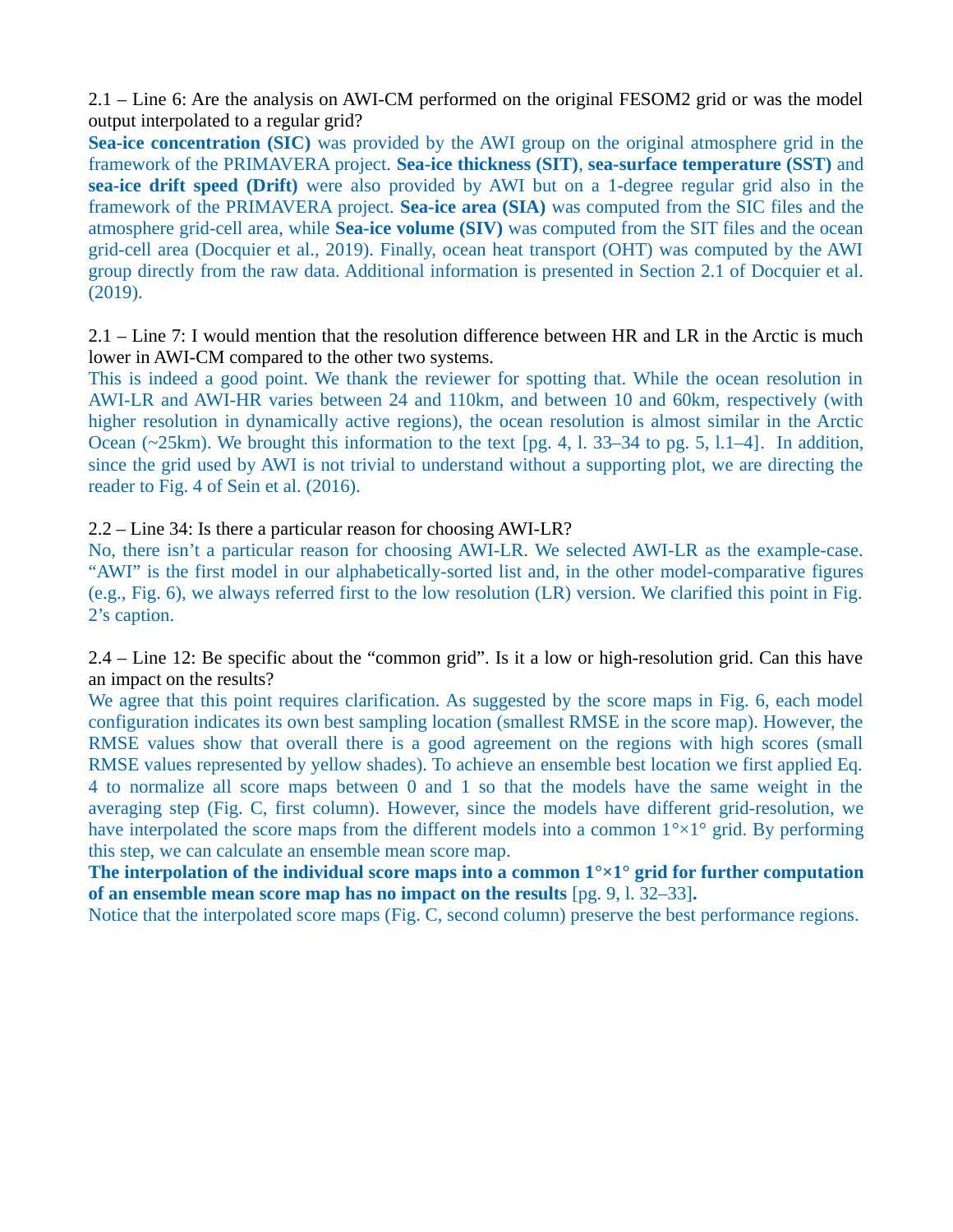2.1 – Line 6: Are the analysis on AWI-CM performed on the original FESOM2 grid or was the model output interpolated to a regular grid?

**Sea-ice concentration (SIC)** was provided by the AWI group on the original atmosphere grid in the framework of the PRIMAVERA project. **Sea-ice thickness (SIT)**, **sea-surface temperature (SST)** and **sea-ice drift speed (Drift)** were also provided by AWI but on a 1-degree regular grid also in the framework of the PRIMAVERA project. **Sea-ice area (SIA)** was computed from the SIC files and the atmosphere grid-cell area, while **Sea-ice volume (SIV)** was computed from the SIT files and the ocean grid-cell area (Docquier et al., 2019). Finally, ocean heat transport (OHT) was computed by the AWI group directly from the raw data. Additional information is presented in Section 2.1 of Docquier et al. (2019).

2.1 – Line 7: I would mention that the resolution difference between HR and LR in the Arctic is much lower in AWI-CM compared to the other two systems.

This is indeed a good point. We thank the reviewer for spotting that. While the ocean resolution in AWI-LR and AWI-HR varies between 24 and 110km, and between 10 and 60km, respectively (with higher resolution in dynamically active regions), the ocean resolution is almost similar in the Arctic Ocean (~25km). We brought this information to the text [pg. 4, l. 33–34 to pg. 5, l.1–4]. In addition, since the grid used by AWI is not trivial to understand without a supporting plot, we are directing the reader to Fig. 4 of Sein et al. (2016).

2.2 – Line 34: Is there a particular reason for choosing AWI-LR?

No, there isn't a particular reason for choosing AWI-LR. We selected AWI-LR as the example-case. "AWI" is the first model in our alphabetically-sorted list and, in the other model-comparative figures (e.g., Fig. 6), we always referred first to the low resolution (LR) version. We clarified this point in Fig. 2's caption.

2.4 – Line 12: Be specific about the "common grid". Is it a low or high-resolution grid. Can this have an impact on the results?

We agree that this point requires clarification. As suggested by the score maps in Fig. 6, each model configuration indicates its own best sampling location (smallest RMSE in the score map). However, the RMSE values show that overall there is a good agreement on the regions with high scores (small RMSE values represented by yellow shades). To achieve an ensemble best location we first applied Eq. 4 to normalize all score maps between 0 and 1 so that the models have the same weight in the averaging step (Fig. C, first column). However, since the models have different grid-resolution, we have interpolated the score maps from the different models into a common 1°×1° grid. By performing this step, we can calculate an ensemble mean score map.

**The interpolation of the individual score maps into a common 1°×1° grid for further computation of an ensemble mean score map has no impact on the results** [pg. 9, l. 32–33]**.**

Notice that the interpolated score maps (Fig. C, second column) preserve the best performance regions.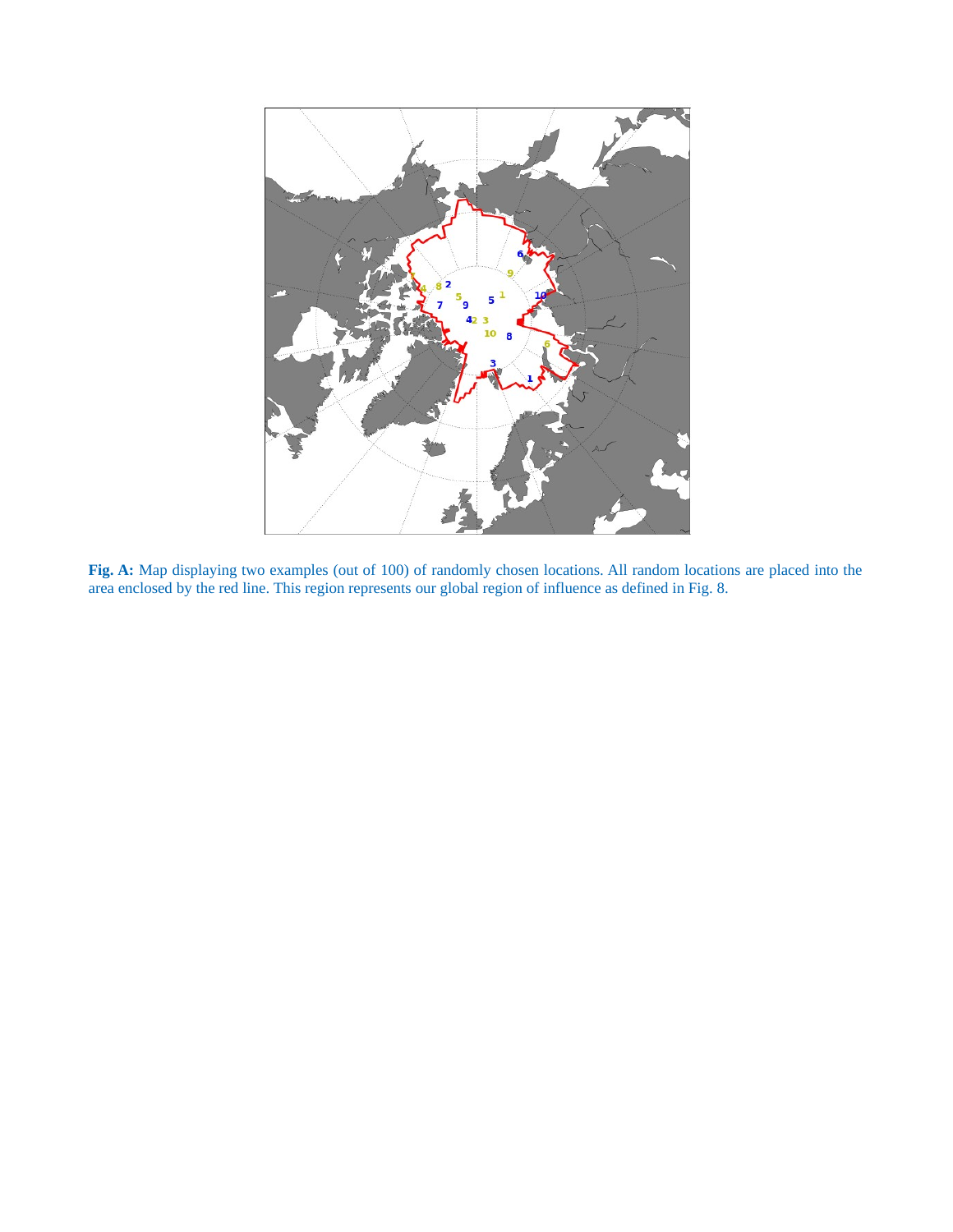**Fig. A:** Map displaying two examples (out of 100) of randomly chosen locations. All random locations are placed into the area enclosed by the red line. This region represents our global region of influence as defined in Fig. 8.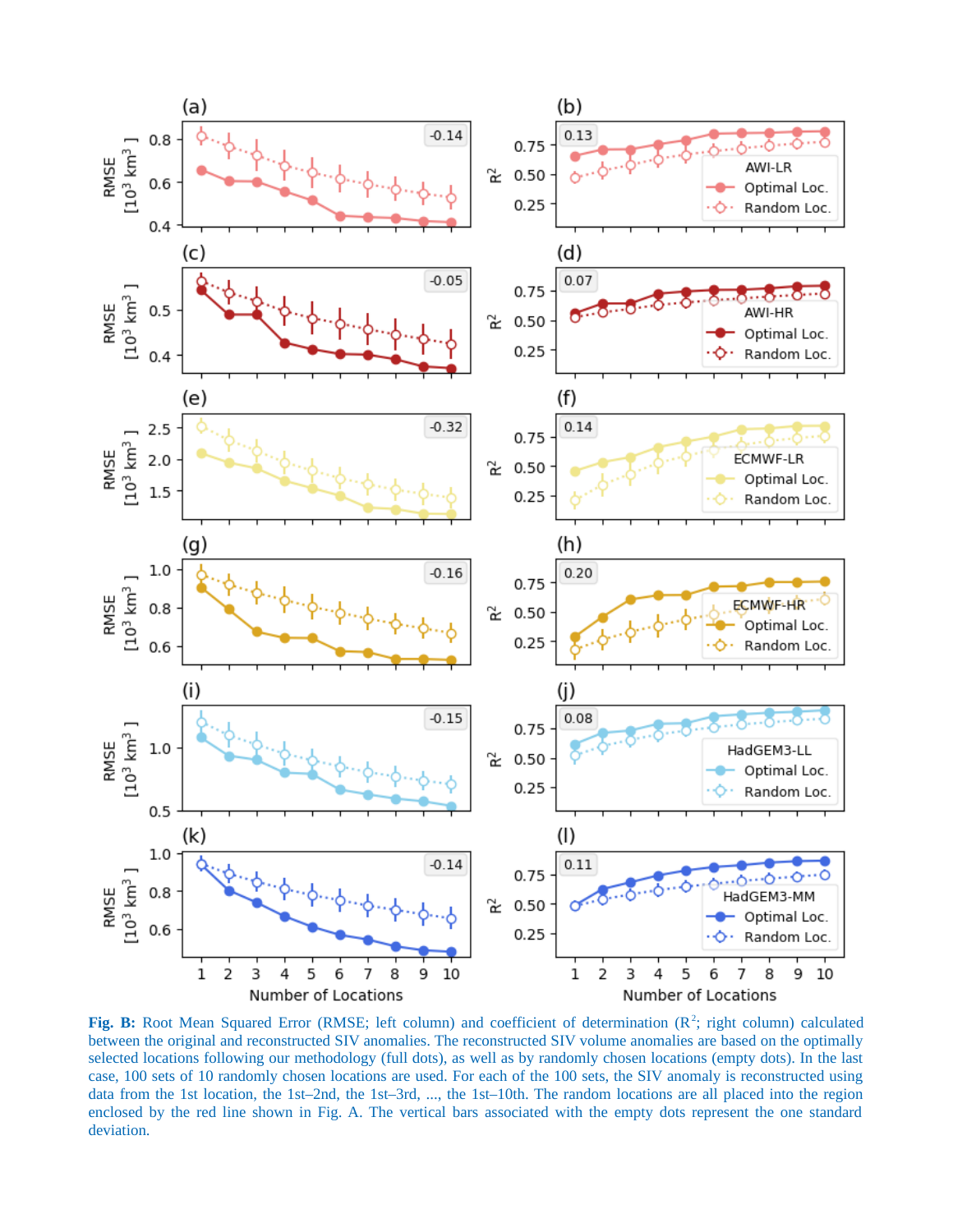**Fig. B:** Root Mean Squared Error (RMSE; left column) and coefficient of determination ($R^2$; right column) calculated between the original and reconstructed SIV anomalies. The reconstructed SIV volume anomalies are based on the optimally selected locations following our methodology (full dots), as well as by randomly chosen locations (empty dots). In the last case, 100 sets of 10 randomly chosen locations are used. For each of the 100 sets, the SIV anomaly is reconstructed using data from the 1st location, the 1st–2nd, the 1st–3rd, ..., the 1st–10th. The random locations are all placed into the region enclosed by the red line shown in Fig. A. The vertical bars associated with the empty dots represent the one standard deviation.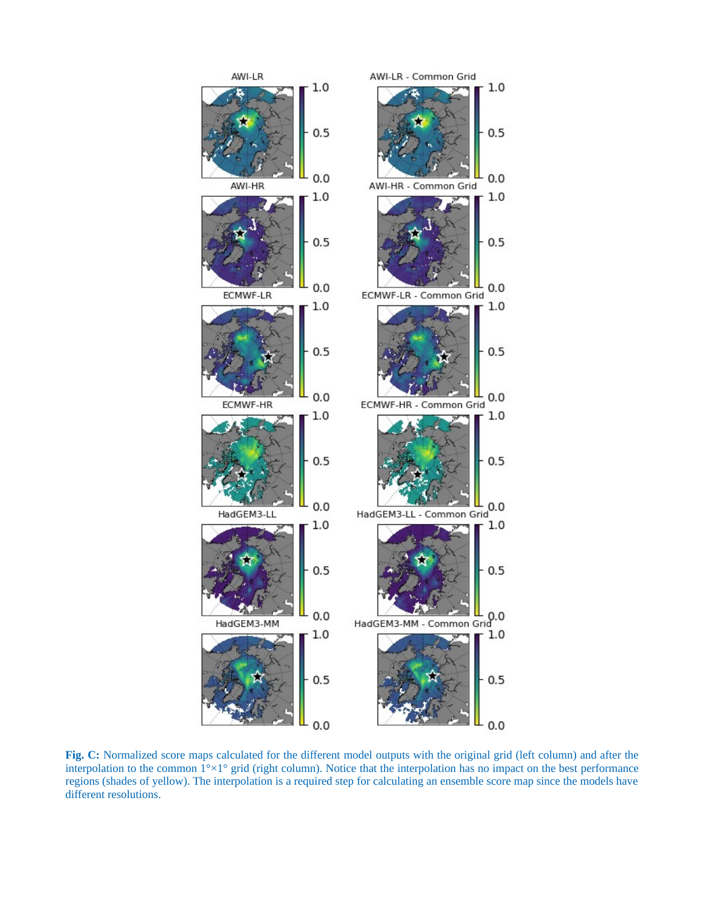AWI-LR

1.0
0.5
0.0

AWI-LR - Common Grid

1.0
0.5
0.0

AWI-HR

1.0
0.5
0.0

AWI-HR - Common Grid

1.0
0.5
0.0

ECMWF-LR

1.0
0.5
0.0

ECMWF-LR - Common Grid

1.0
0.5
0.0

ECMWF-HR

1.0
0.5
0.0

ECMWF-HR - Common Grid

1.0
0.5
0.0

HadGEM3-LL

1.0
0.5
0.0

HadGEM3-LL - Common Grid

1.0
0.5
0.0

HadGEM3-MM

1.0
0.5
0.0

HadGEM3-MM - Common Grid

1.0
0.5
0.0

**Fig. C:** Normalized score maps calculated for the different model outputs with the original grid (left column) and after the interpolation to the common 1°×1° grid (right column). Notice that the interpolation has no impact on the best performance regions (shades of yellow). The interpolation is a required step for calculating an ensemble score map since the models have different resolutions.